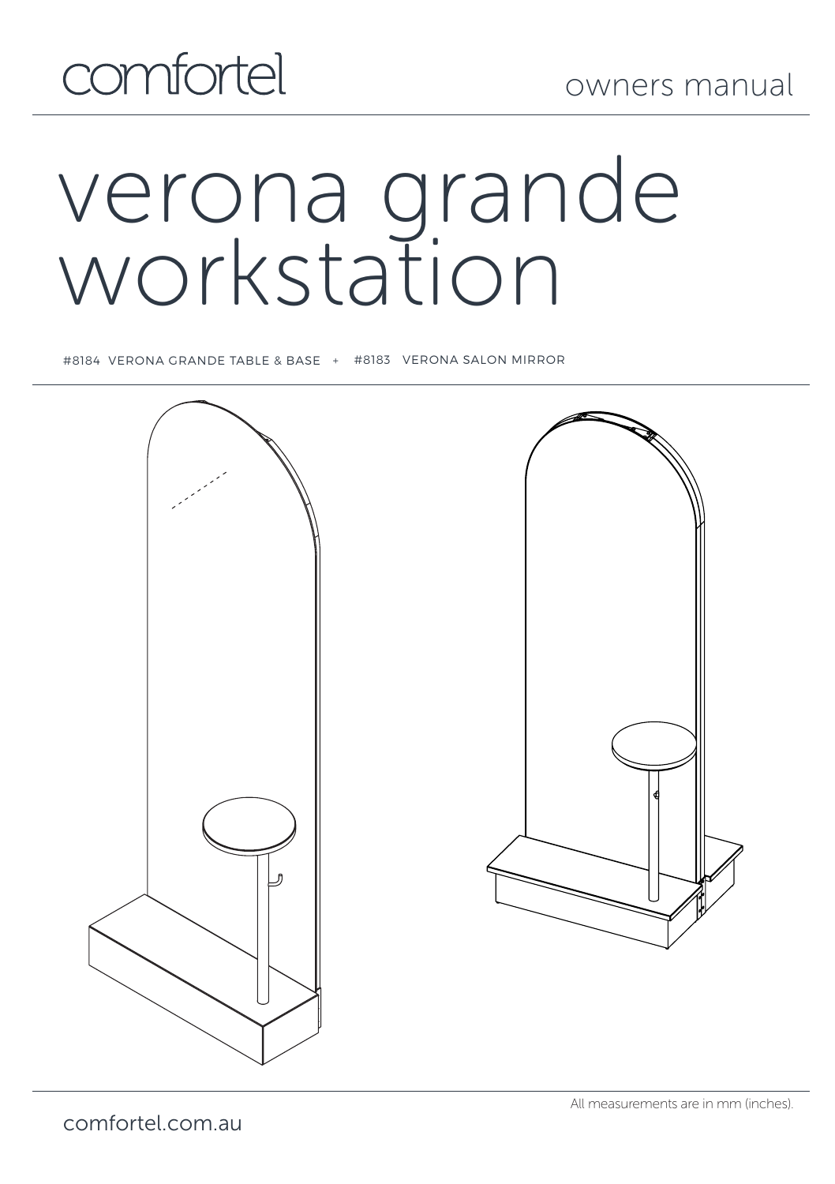comfortel

owners manual

# verona grande workstation

#8184 VERONA GRANDE TABLE & BASE + #8183 VERONA SALON MIRROR

All measurements are in mm (inches).

comfortel.com.au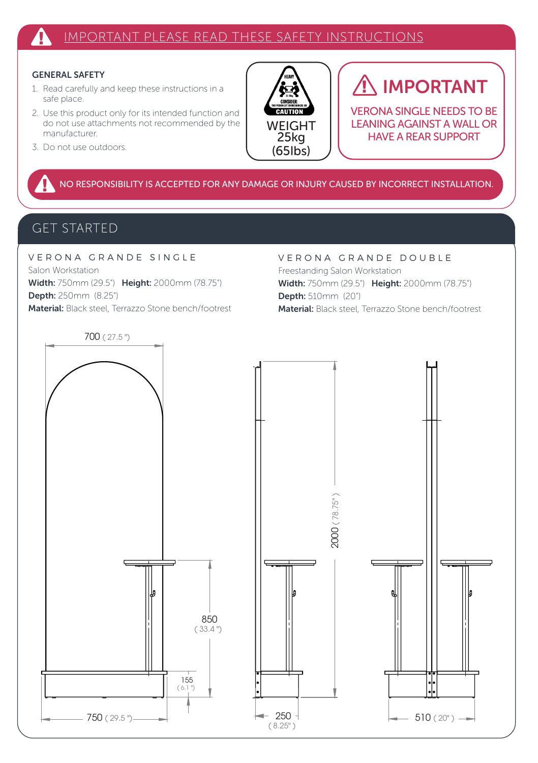## IMPORTANT PLEASE READ THESE SAFETY INSTRUCTIONS

### GENERAL SAFETY

1. Read carefully and keep these instructions in a safe place.
2. Use this product only for its intended function and do not use attachments not recommended by the manufacturer.
3. Do not use outdoors.

HEAVY
CONSIDER: TWO PERSON LIFT OR MECHANICAL AID
CAUTION

WEIGHT
25kg
(65lbs)

### IMPORTANT

VERONA SINGLE NEEDS TO BE LEANING AGAINST A WALL OR HAVE A REAR SUPPORT

NO RESPONSIBILITY IS ACCEPTED FOR ANY DAMAGE OR INJURY CAUSED BY INCORRECT INSTALLATION.

## GET STARTED

### VERONA GRANDE SINGLE

Salon Workstation

**Width:** 750mm (29.5") **Height:** 2000mm (78.75")

**Depth:** 250mm (8.25")

**Material:** Black steel, Terrazzo Stone bench/footrest

### VERONA GRANDE DOUBLE

Freestanding Salon Workstation

**Width:** 750mm (29.5") **Height:** 2000mm (78.75")

**Depth:** 510mm (20")

**Material:** Black steel, Terrazzo Stone bench/footrest

700 ( 27.5 ")

850 ( 33.4 ")

155 ( 6.1 ")

750 ( 29.5 ")

2000 ( 78.75" )

250 ( 8.25" )

510 ( 20" )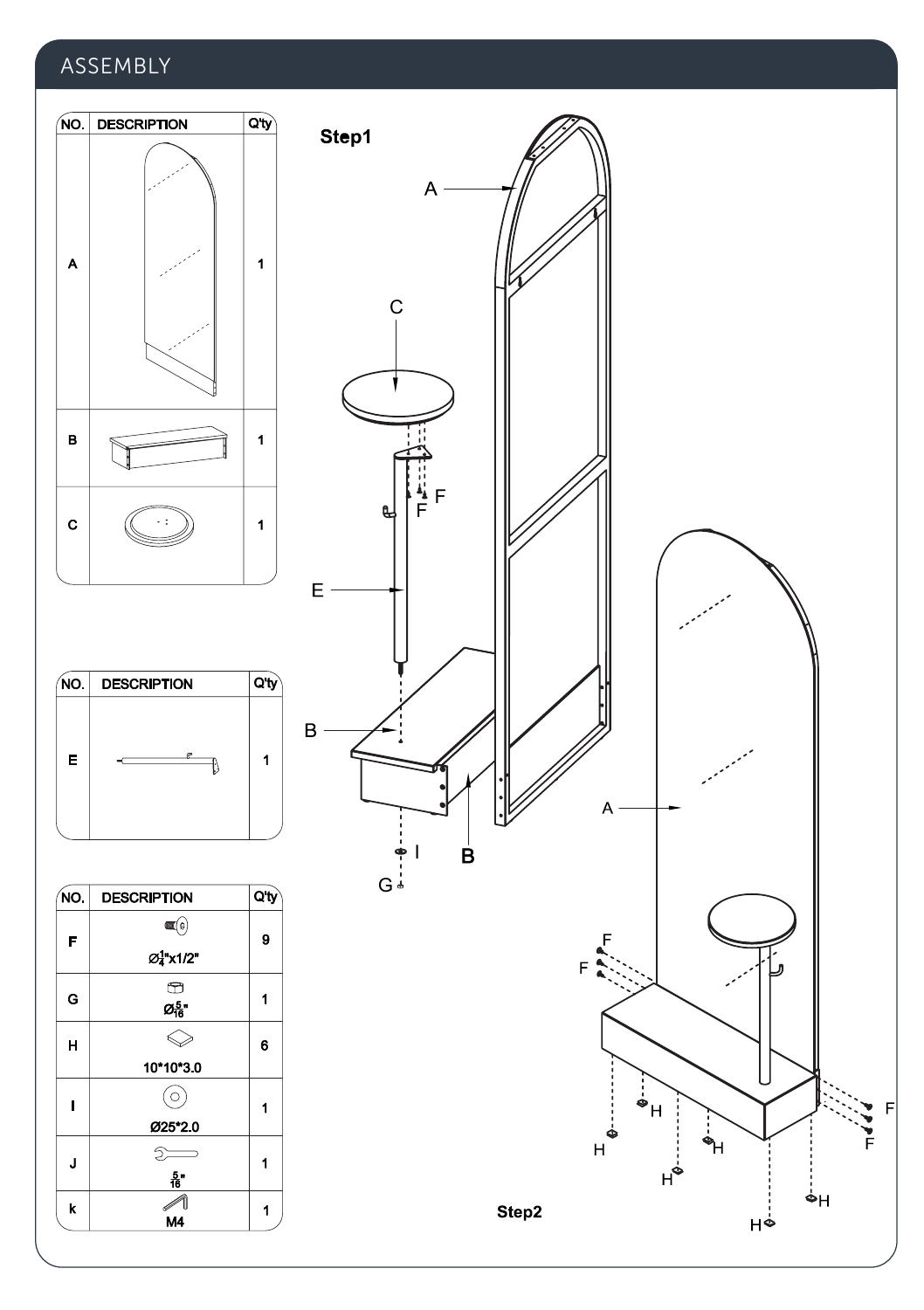# ASSEMBLY

| NO. | DESCRIPTION | Q'ty |
|---|---|---|
| A | | 1 |
| B | | 1 |
| C | | 1 |

| NO. | DESCRIPTION | Q'ty |
|---|---|---|
| E | | 1 |

| NO. | DESCRIPTION | Q'ty |
|---|---|---|
| F | Ø$\frac{1}{4}$"x1/2" | 9 |
| G | Ø$\frac{5}{16}$" | 1 |
| H | 10*10*3.0 | 6 |
| I | Ø25*2.0 | 1 |
| J | $\frac{5}{16}$" | 1 |
| k | M4 | 1 |

**Step1**

A

C

F F

E

B

B

I

G

A

F

F

H

H

H

H

H

H

F

F

**Step2**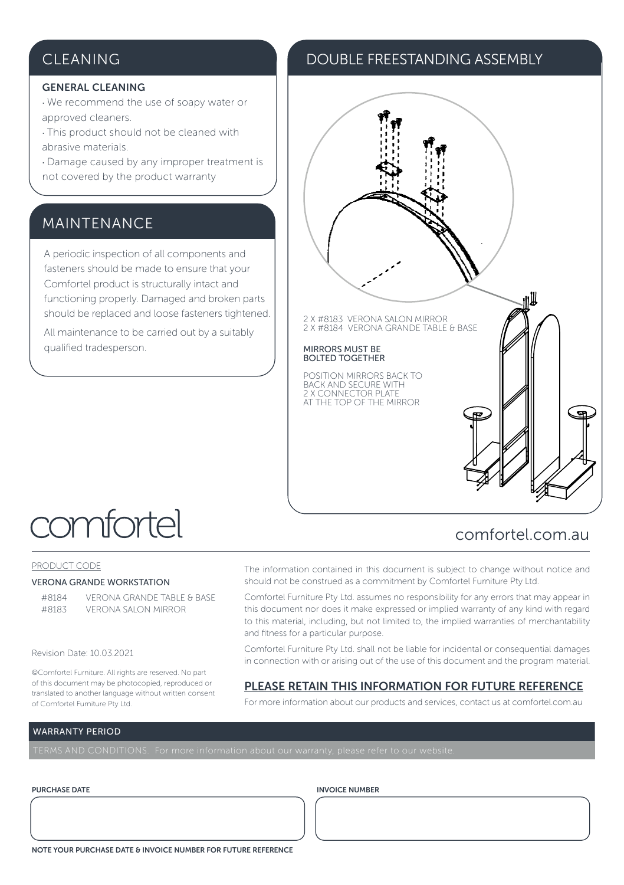## CLEANING

**GENERAL CLEANING**

- We recommend the use of soapy water or approved cleaners.
- This product should not be cleaned with abrasive materials.
- Damage caused by any improper treatment is not covered by the product warranty

## MAINTENANCE

A periodic inspection of all components and fasteners should be made to ensure that your Comfortel product is structurally intact and functioning properly. Damaged and broken parts should be replaced and loose fasteners tightened.

All maintenance to be carried out by a suitably qualified tradesperson.

## DOUBLE FREESTANDING ASSEMBLY

2 X #8183 VERONA SALON MIRROR
2 X #8184 VERONA GRANDE TABLE & BASE

MIRRORS MUST BE BOLTED TOGETHER

POSITION MIRRORS BACK TO BACK AND SECURE WITH 2 X CONNECTOR PLATE AT THE TOP OF THE MIRROR

comfortel

comfortel.com.au

PRODUCT CODE

**VERONA GRANDE WORKSTATION**

| | |
|---|---|
| #8184 | VERONA GRANDE TABLE & BASE |
| #8183 | VERONA SALON MIRROR |

Revision Date: 10.03.2021

©Comfortel Furniture. All rights are reserved. No part of this document may be photocopied, reproduced or translated to another language without written consent of Comfortel Furniture Pty Ltd.

The information contained in this document is subject to change without notice and should not be construed as a commitment by Comfortel Furniture Pty Ltd.

Comfortel Furniture Pty Ltd. assumes no responsibility for any errors that may appear in this document nor does it make expressed or implied warranty of any kind with regard to this material, including, but not limited to, the implied warranties of merchantability and fitness for a particular purpose.

Comfortel Furniture Pty Ltd. shall not be liable for incidental or consequential damages in connection with or arising out of the use of this document and the program material.

**PLEASE RETAIN THIS INFORMATION FOR FUTURE REFERENCE**

For more information about our products and services, contact us at comfortel.com.au

**WARRANTY PERIOD**

TERMS AND CONDITIONS. For more information about our warranty, please refer to our website.

**PURCHASE DATE**

**INVOICE NUMBER**

**NOTE YOUR PURCHASE DATE & INVOICE NUMBER FOR FUTURE REFERENCE**